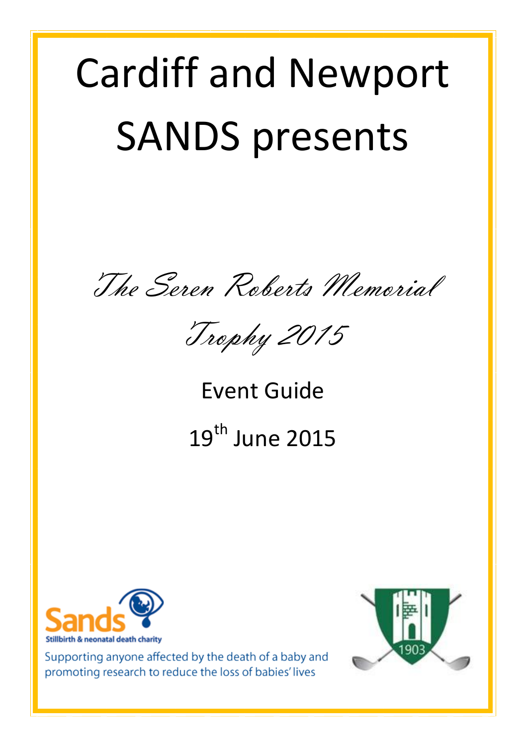# Cardiff and Newport SANDS presents

*The Seren Roberts Memorial Trophy 2015*

Event Guide

19th June 2015

Sands

Stillbirth & neonatal death charity

Supporting anyone affected by the death of a baby and promoting research to reduce the loss of babies' lives

1903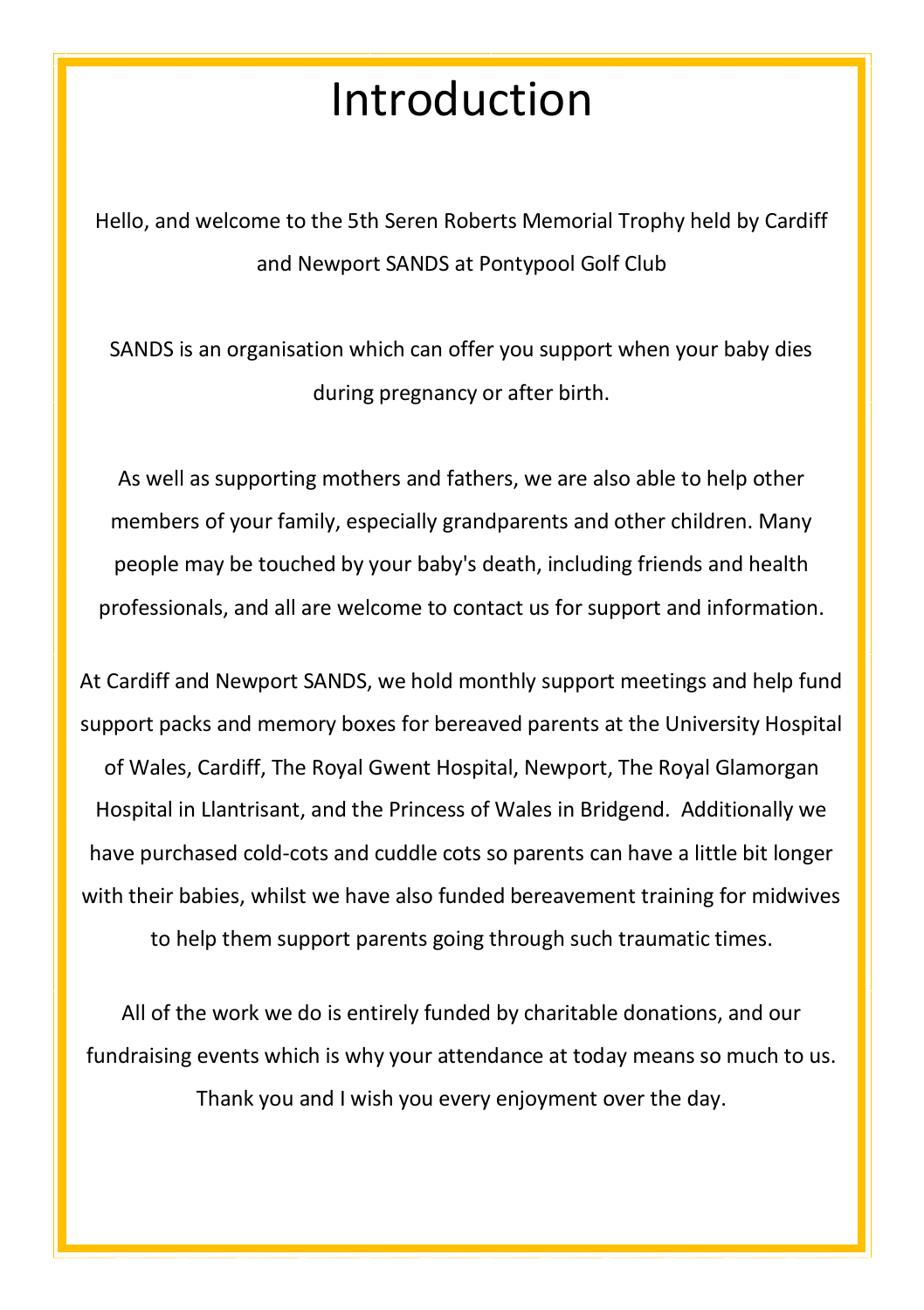# Introduction

Hello, and welcome to the 5th Seren Roberts Memorial Trophy held by Cardiff and Newport SANDS at Pontypool Golf Club

SANDS is an organisation which can offer you support when your baby dies during pregnancy or after birth.

As well as supporting mothers and fathers, we are also able to help other members of your family, especially grandparents and other children. Many people may be touched by your baby's death, including friends and health professionals, and all are welcome to contact us for support and information.

At Cardiff and Newport SANDS, we hold monthly support meetings and help fund support packs and memory boxes for bereaved parents at the University Hospital of Wales, Cardiff, The Royal Gwent Hospital, Newport, The Royal Glamorgan Hospital in Llantrisant, and the Princess of Wales in Bridgend. Additionally we have purchased cold-cots and cuddle cots so parents can have a little bit longer with their babies, whilst we have also funded bereavement training for midwives to help them support parents going through such traumatic times.

All of the work we do is entirely funded by charitable donations, and our fundraising events which is why your attendance at today means so much to us. Thank you and I wish you every enjoyment over the day.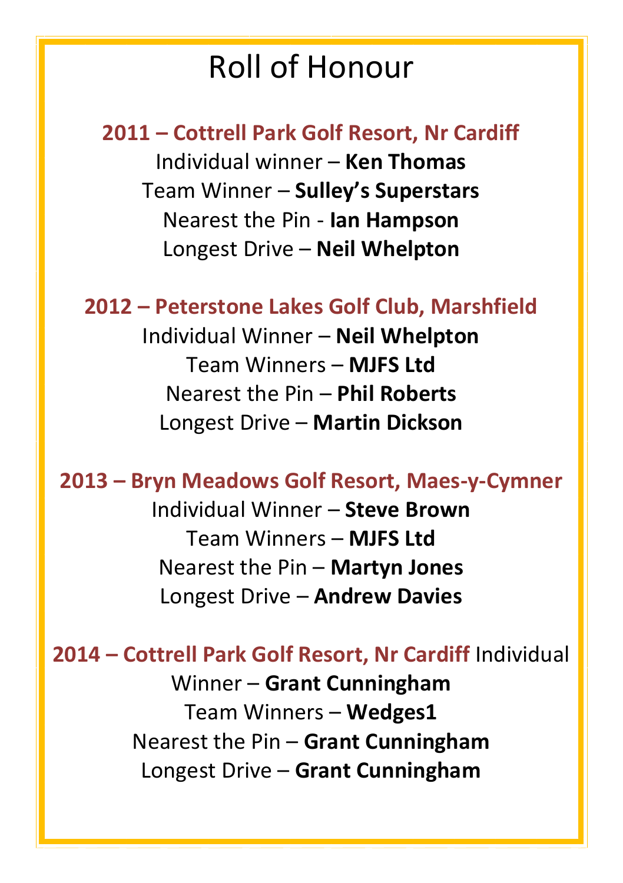# Roll of Honour

**2011 – Cottrell Park Golf Resort, Nr Cardiff**

Individual winner – **Ken Thomas**

Team Winner – **Sulley's Superstars**

Nearest the Pin - **Ian Hampson**

Longest Drive – **Neil Whelpton**

**2012 – Peterstone Lakes Golf Club, Marshfield**

Individual Winner – **Neil Whelpton**

Team Winners – **MJFS Ltd**

Nearest the Pin – **Phil Roberts**

Longest Drive – **Martin Dickson**

**2013 – Bryn Meadows Golf Resort, Maes-y-Cymner**

Individual Winner – **Steve Brown**

Team Winners – **MJFS Ltd**

Nearest the Pin – **Martyn Jones**

Longest Drive – **Andrew Davies**

**2014 – Cottrell Park Golf Resort, Nr Cardiff**

Individual Winner – **Grant Cunningham**

Team Winners – **Wedges1**

Nearest the Pin – **Grant Cunningham**

Longest Drive – **Grant Cunningham**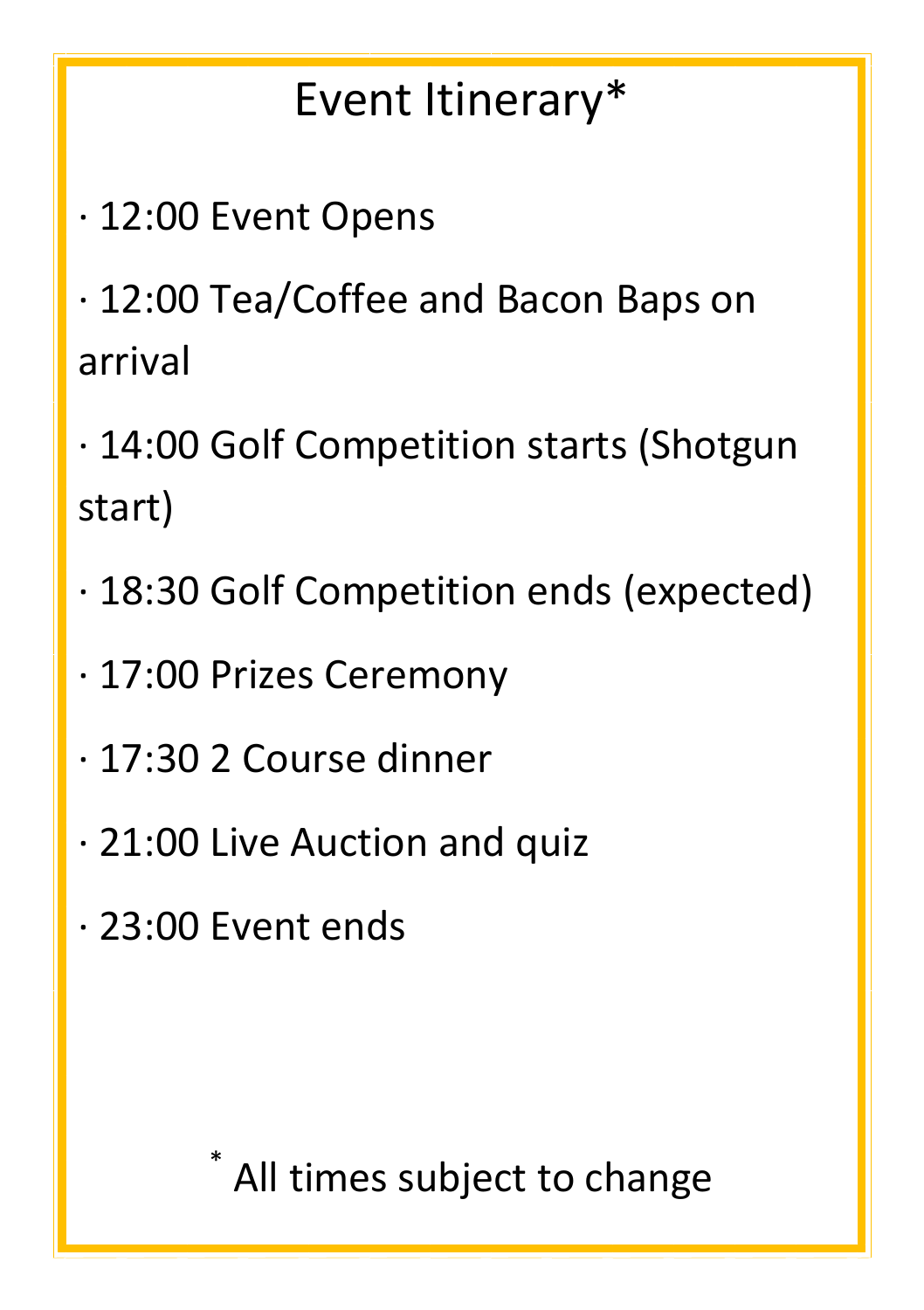# Event Itinerary*

- 12:00 Event Opens
- 12:00 Tea/Coffee and Bacon Baps on arrival
- 14:00 Golf Competition starts (Shotgun start)
- 18:30 Golf Competition ends (expected)
- 17:00 Prizes Ceremony
- 17:30 2 Course dinner
- 21:00 Live Auction and quiz
- 23:00 Event ends

* All times subject to change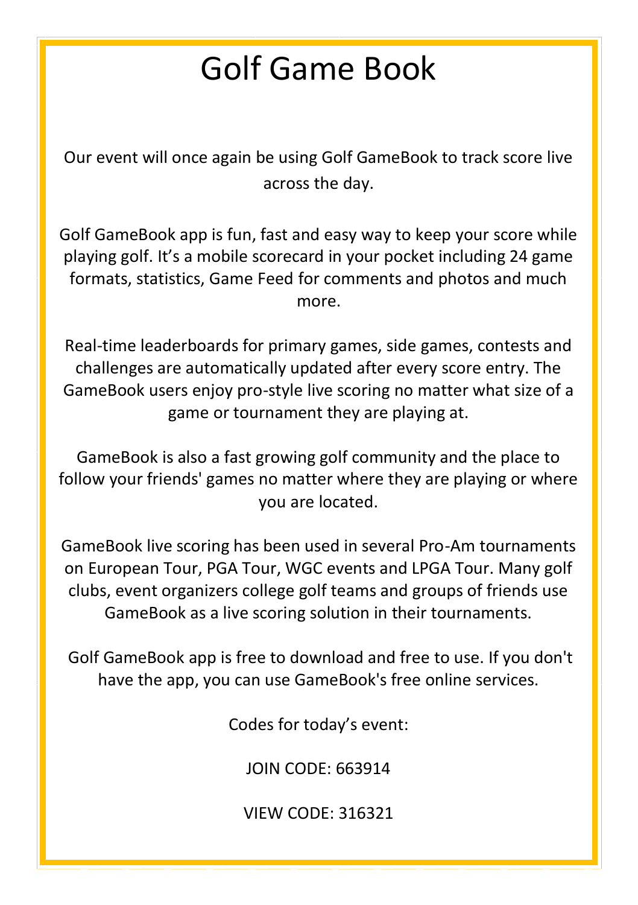# Golf Game Book

Our event will once again be using Golf GameBook to track score live across the day.

Golf GameBook app is fun, fast and easy way to keep your score while playing golf. It's a mobile scorecard in your pocket including 24 game formats, statistics, Game Feed for comments and photos and much more.

Real-time leaderboards for primary games, side games, contests and challenges are automatically updated after every score entry. The GameBook users enjoy pro-style live scoring no matter what size of a game or tournament they are playing at.

GameBook is also a fast growing golf community and the place to follow your friends' games no matter where they are playing or where you are located.

GameBook live scoring has been used in several Pro-Am tournaments on European Tour, PGA Tour, WGC events and LPGA Tour. Many golf clubs, event organizers college golf teams and groups of friends use GameBook as a live scoring solution in their tournaments.

Golf GameBook app is free to download and free to use. If you don't have the app, you can use GameBook's free online services.

Codes for today's event:

JOIN CODE: 663914

VIEW CODE: 316321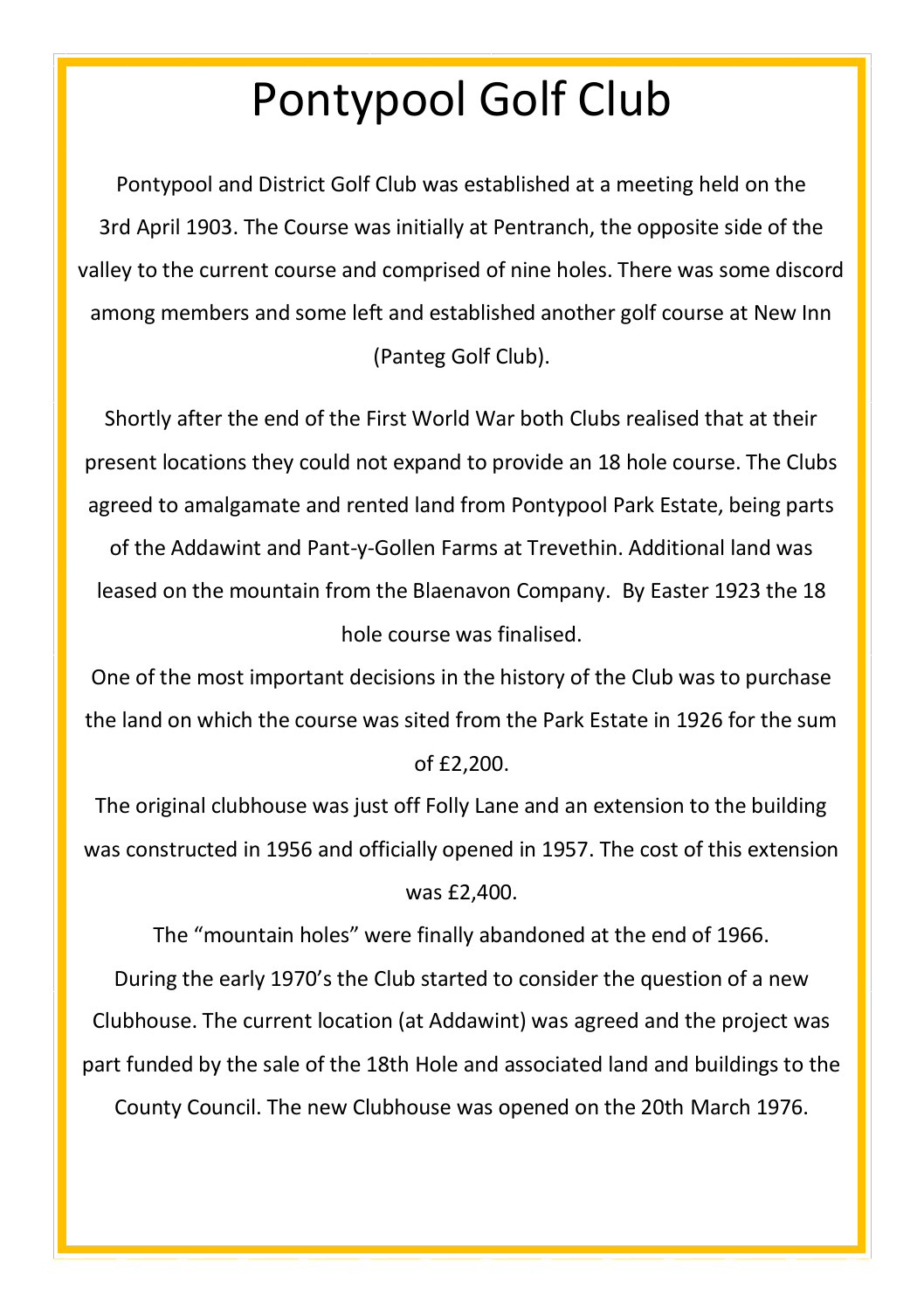# Pontypool Golf Club

Pontypool and District Golf Club was established at a meeting held on the 3rd April 1903. The Course was initially at Pentranch, the opposite side of the valley to the current course and comprised of nine holes. There was some discord among members and some left and established another golf course at New Inn (Panteg Golf Club).

Shortly after the end of the First World War both Clubs realised that at their present locations they could not expand to provide an 18 hole course. The Clubs agreed to amalgamate and rented land from Pontypool Park Estate, being parts of the Addawint and Pant-y-Gollen Farms at Trevethin. Additional land was leased on the mountain from the Blaenavon Company. By Easter 1923 the 18 hole course was finalised.

One of the most important decisions in the history of the Club was to purchase the land on which the course was sited from the Park Estate in 1926 for the sum of £2,200.

The original clubhouse was just off Folly Lane and an extension to the building was constructed in 1956 and officially opened in 1957. The cost of this extension was £2,400.

The "mountain holes" were finally abandoned at the end of 1966.

During the early 1970's the Club started to consider the question of a new Clubhouse. The current location (at Addawint) was agreed and the project was part funded by the sale of the 18th Hole and associated land and buildings to the County Council. The new Clubhouse was opened on the 20th March 1976.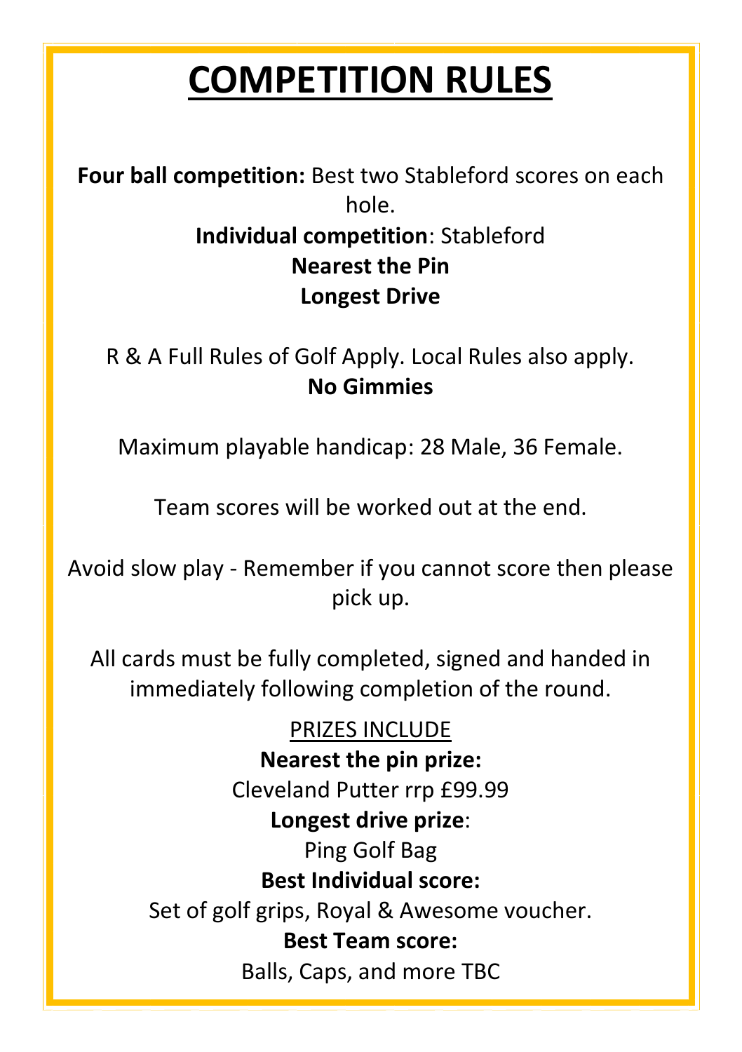# COMPETITION RULES

**Four ball competition:** Best two Stableford scores on each hole.
**Individual competition**: Stableford
**Nearest the Pin**
**Longest Drive**

R & A Full Rules of Golf Apply. Local Rules also apply.
**No Gimmies**

Maximum playable handicap: 28 Male, 36 Female.

Team scores will be worked out at the end.

Avoid slow play - Remember if you cannot score then please pick up.

All cards must be fully completed, signed and handed in immediately following completion of the round.

PRIZES INCLUDE

**Nearest the pin prize:**
Cleveland Putter rrp £99.99

**Longest drive prize**:
Ping Golf Bag

**Best Individual score:**
Set of golf grips, Royal & Awesome voucher.

**Best Team score:**
Balls, Caps, and more TBC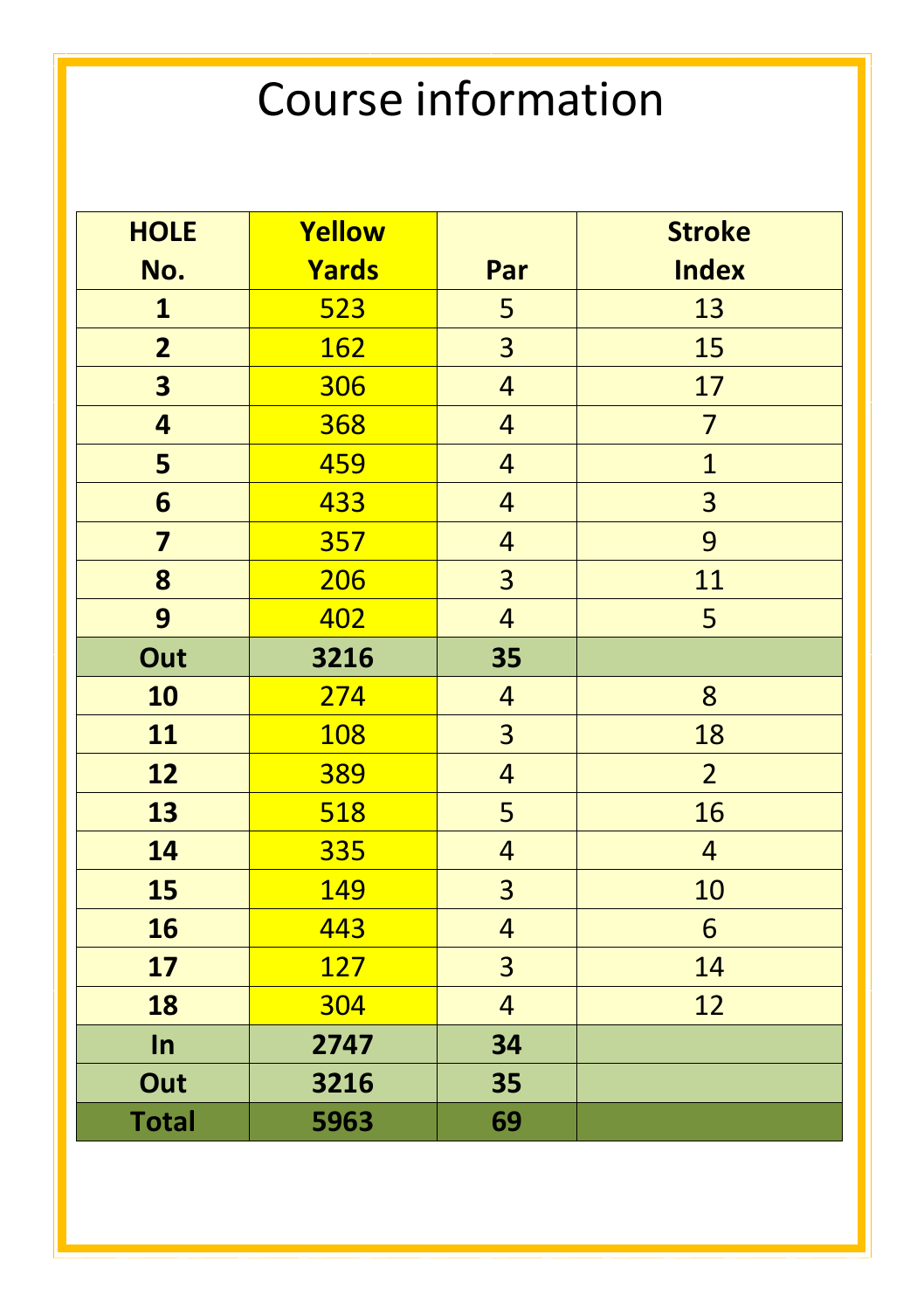# Course information

| HOLE No. | Yellow Yards | Par | Stroke Index |
|---|---|---|---|
| **1** | 523 | 5 | 13 |
| **2** | 162 | 3 | 15 |
| **3** | 306 | 4 | 17 |
| **4** | 368 | 4 | 7 |
| **5** | 459 | 4 | 1 |
| **6** | 433 | 4 | 3 |
| **7** | 357 | 4 | 9 |
| **8** | 206 | 3 | 11 |
| **9** | 402 | 4 | 5 |
| **Out** | **3216** | **35** | |
| **10** | 274 | 4 | 8 |
| **11** | 108 | 3 | 18 |
| **12** | 389 | 4 | 2 |
| **13** | 518 | 5 | 16 |
| **14** | 335 | 4 | 4 |
| **15** | 149 | 3 | 10 |
| **16** | 443 | 4 | 6 |
| **17** | 127 | 3 | 14 |
| **18** | 304 | 4 | 12 |
| **In** | **2747** | **34** | |
| **Out** | **3216** | **35** | |
| **Total** | **5963** | **69** | |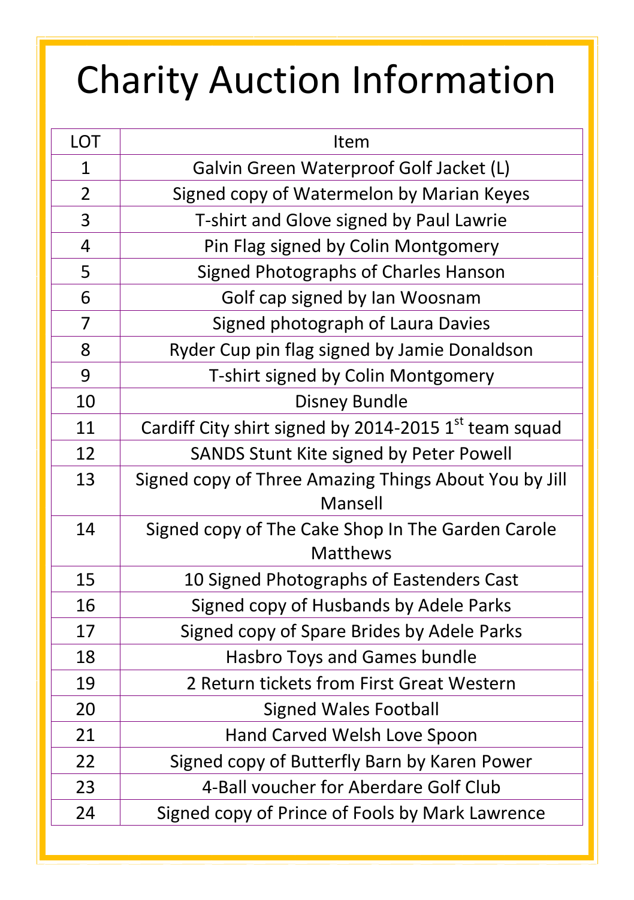# Charity Auction Information

| LOT | Item |
|---|---|
| 1 | Galvin Green Waterproof Golf Jacket (L) |
| 2 | Signed copy of Watermelon by Marian Keyes |
| 3 | T-shirt and Glove signed by Paul Lawrie |
| 4 | Pin Flag signed by Colin Montgomery |
| 5 | Signed Photographs of Charles Hanson |
| 6 | Golf cap signed by Ian Woosnam |
| 7 | Signed photograph of Laura Davies |
| 8 | Ryder Cup pin flag signed by Jamie Donaldson |
| 9 | T-shirt signed by Colin Montgomery |
| 10 | Disney Bundle |
| 11 | Cardiff City shirt signed by 2014-2015 1st team squad |
| 12 | SANDS Stunt Kite signed by Peter Powell |
| 13 | Signed copy of Three Amazing Things About You by Jill Mansell |
| 14 | Signed copy of The Cake Shop In The Garden Carole Matthews |
| 15 | 10 Signed Photographs of Eastenders Cast |
| 16 | Signed copy of Husbands by Adele Parks |
| 17 | Signed copy of Spare Brides by Adele Parks |
| 18 | Hasbro Toys and Games bundle |
| 19 | 2 Return tickets from First Great Western |
| 20 | Signed Wales Football |
| 21 | Hand Carved Welsh Love Spoon |
| 22 | Signed copy of Butterfly Barn by Karen Power |
| 23 | 4-Ball voucher for Aberdare Golf Club |
| 24 | Signed copy of Prince of Fools by Mark Lawrence |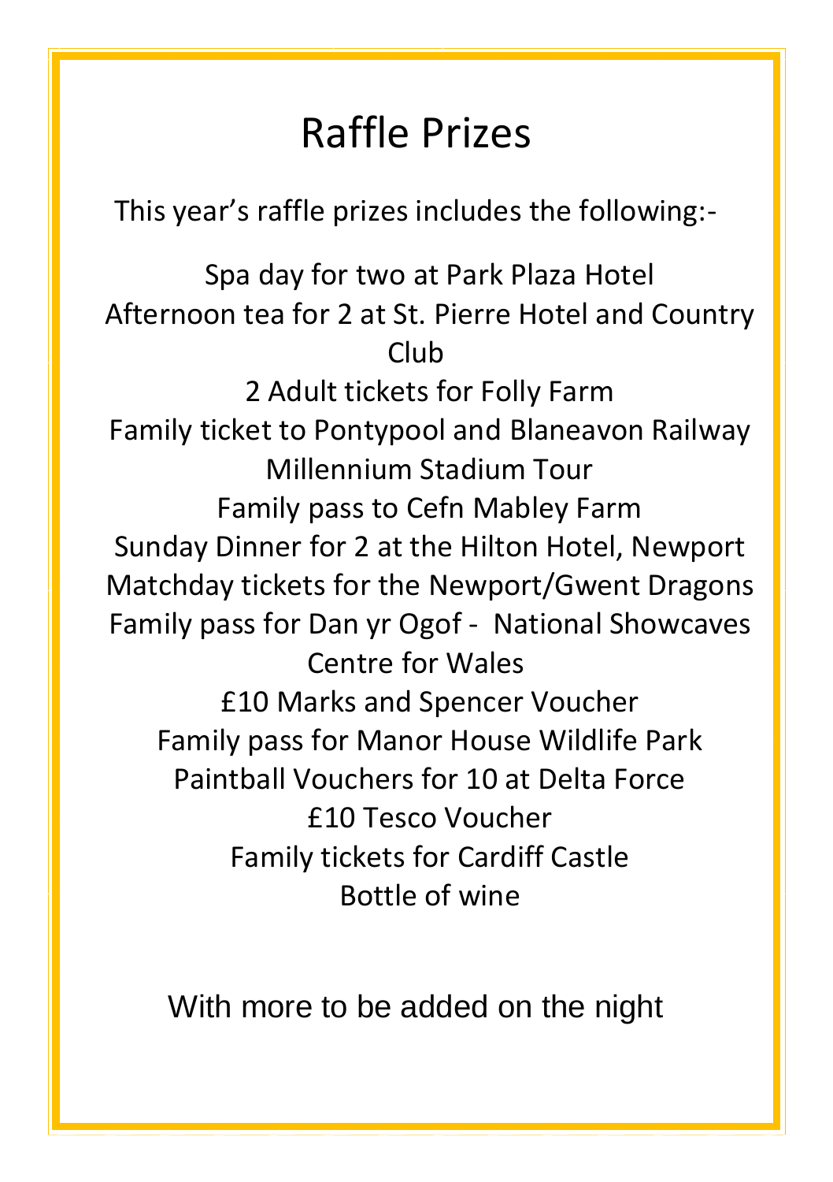# Raffle Prizes

This year's raffle prizes includes the following:-

Spa day for two at Park Plaza Hotel
Afternoon tea for 2 at St. Pierre Hotel and Country Club
2 Adult tickets for Folly Farm
Family ticket to Pontypool and Blaneavon Railway
Millennium Stadium Tour
Family pass to Cefn Mabley Farm
Sunday Dinner for 2 at the Hilton Hotel, Newport
Matchday tickets for the Newport/Gwent Dragons
Family pass for Dan yr Ogof - National Showcaves Centre for Wales
£10 Marks and Spencer Voucher
Family pass for Manor House Wildlife Park
Paintball Vouchers for 10 at Delta Force
£10 Tesco Voucher
Family tickets for Cardiff Castle
Bottle of wine

With more to be added on the night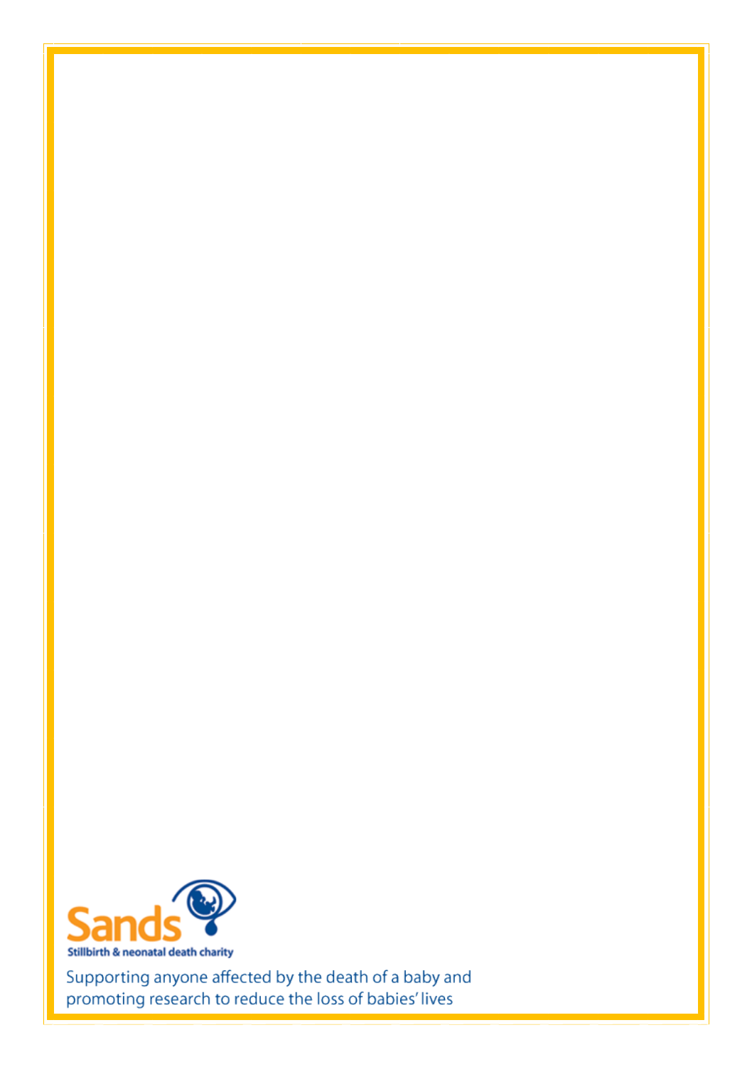Sands

Stillbirth & neonatal death charity

Supporting anyone affected by the death of a baby and promoting research to reduce the loss of babies' lives